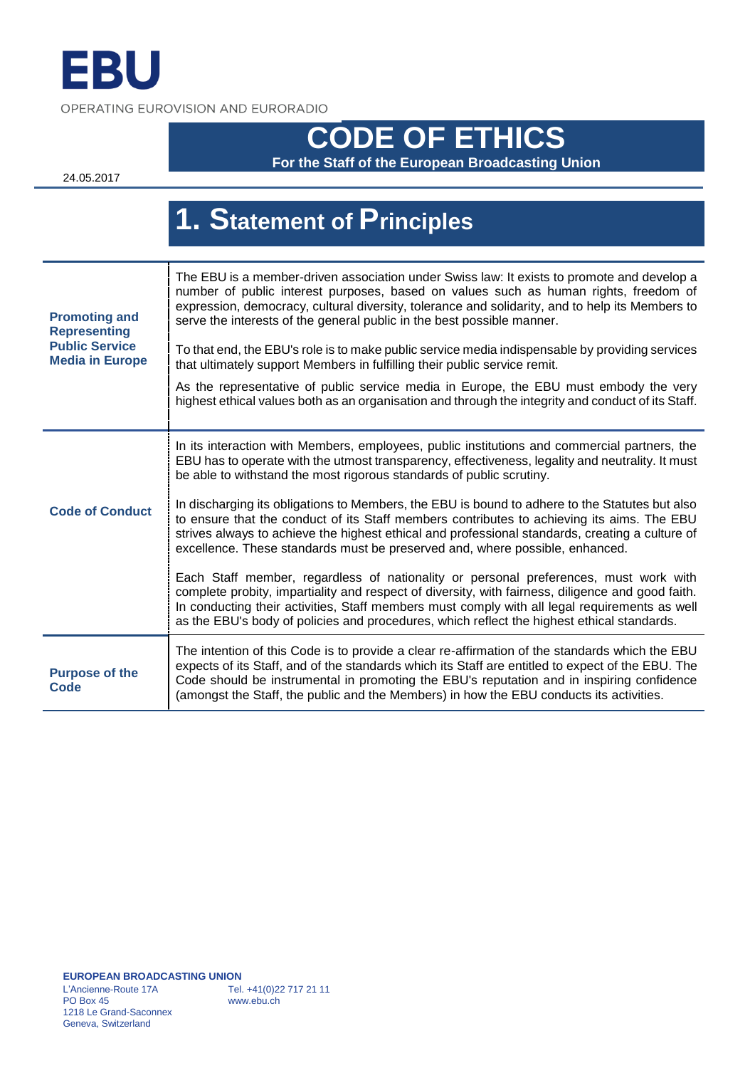EBU

OPERATING EUROVISION AND EURORADIO

# CODE OF ETHICS

**For the Staff of the European Broadcasting Union**

24.05.2017

## 1. Statement of Principles

| | |
|---|---|
| **Promoting and Representing Public Service Media in Europe** | The EBU is a member-driven association under Swiss law: It exists to promote and develop a number of public interest purposes, based on values such as human rights, freedom of expression, democracy, cultural diversity, tolerance and solidarity, and to help its Members to serve the interests of the general public in the best possible manner.<br><br>To that end, the EBU's role is to make public service media indispensable by providing services that ultimately support Members in fulfilling their public service remit.<br><br>As the representative of public service media in Europe, the EBU must embody the very highest ethical values both as an organisation and through the integrity and conduct of its Staff. |
| **Code of Conduct** | In its interaction with Members, employees, public institutions and commercial partners, the EBU has to operate with the utmost transparency, effectiveness, legality and neutrality. It must be able to withstand the most rigorous standards of public scrutiny.<br><br>In discharging its obligations to Members, the EBU is bound to adhere to the Statutes but also to ensure that the conduct of its Staff members contributes to achieving its aims. The EBU strives always to achieve the highest ethical and professional standards, creating a culture of excellence. These standards must be preserved and, where possible, enhanced.<br><br>Each Staff member, regardless of nationality or personal preferences, must work with complete probity, impartiality and respect of diversity, with fairness, diligence and good faith. In conducting their activities, Staff members must comply with all legal requirements as well as the EBU's body of policies and procedures, which reflect the highest ethical standards. |
| **Purpose of the Code** | The intention of this Code is to provide a clear re-affirmation of the standards which the EBU expects of its Staff, and of the standards which its Staff are entitled to expect of the EBU. The Code should be instrumental in promoting the EBU's reputation and in inspiring confidence (amongst the Staff, the public and the Members) in how the EBU conducts its activities. |

**EUROPEAN BROADCASTING UNION**
L'Ancienne-Route 17A
PO Box 45
1218 Le Grand-Saconnex
Geneva, Switzerland

Tel. +41(0)22 717 21 11
www.ebu.ch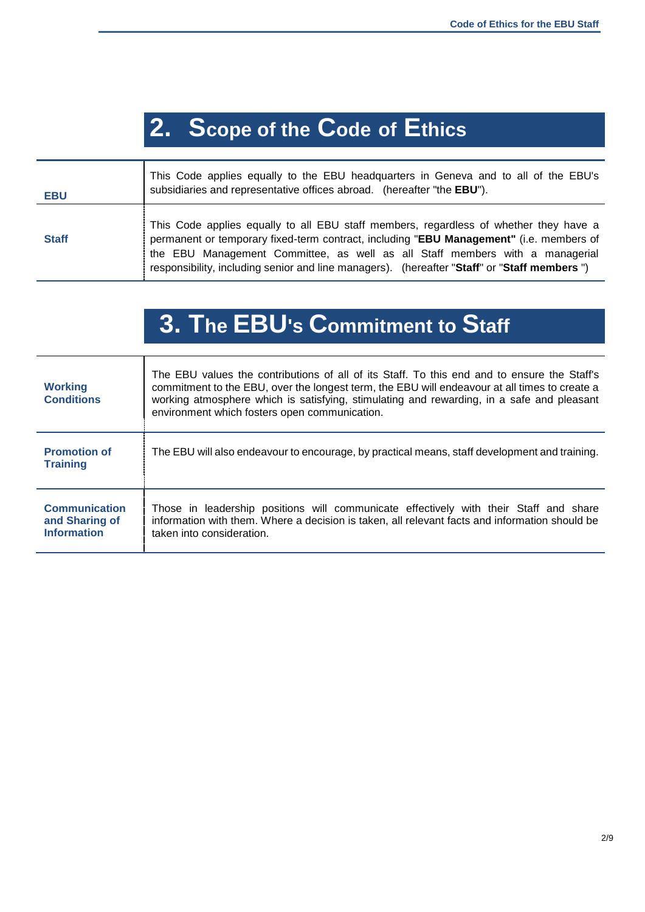## 2. Scope of the Code of Ethics

| | |
|---|---|
| **EBU** | This Code applies equally to the EBU headquarters in Geneva and to all of the EBU's subsidiaries and representative offices abroad. (hereafter "the **EBU**"). |
| **Staff** | This Code applies equally to all EBU staff members, regardless of whether they have a permanent or temporary fixed-term contract, including "**EBU Management"** (i.e. members of the EBU Management Committee, as well as all Staff members with a managerial responsibility, including senior and line managers). (hereafter "**Staff**" or "**Staff members** ") |

## 3. The EBU's Commitment to Staff

| | |
|---|---|
| **Working Conditions** | The EBU values the contributions of all of its Staff. To this end and to ensure the Staff's commitment to the EBU, over the longest term, the EBU will endeavour at all times to create a working atmosphere which is satisfying, stimulating and rewarding, in a safe and pleasant environment which fosters open communication. |
| **Promotion of Training** | The EBU will also endeavour to encourage, by practical means, staff development and training. |
| **Communication and Sharing of Information** | Those in leadership positions will communicate effectively with their Staff and share information with them. Where a decision is taken, all relevant facts and information should be taken into consideration. |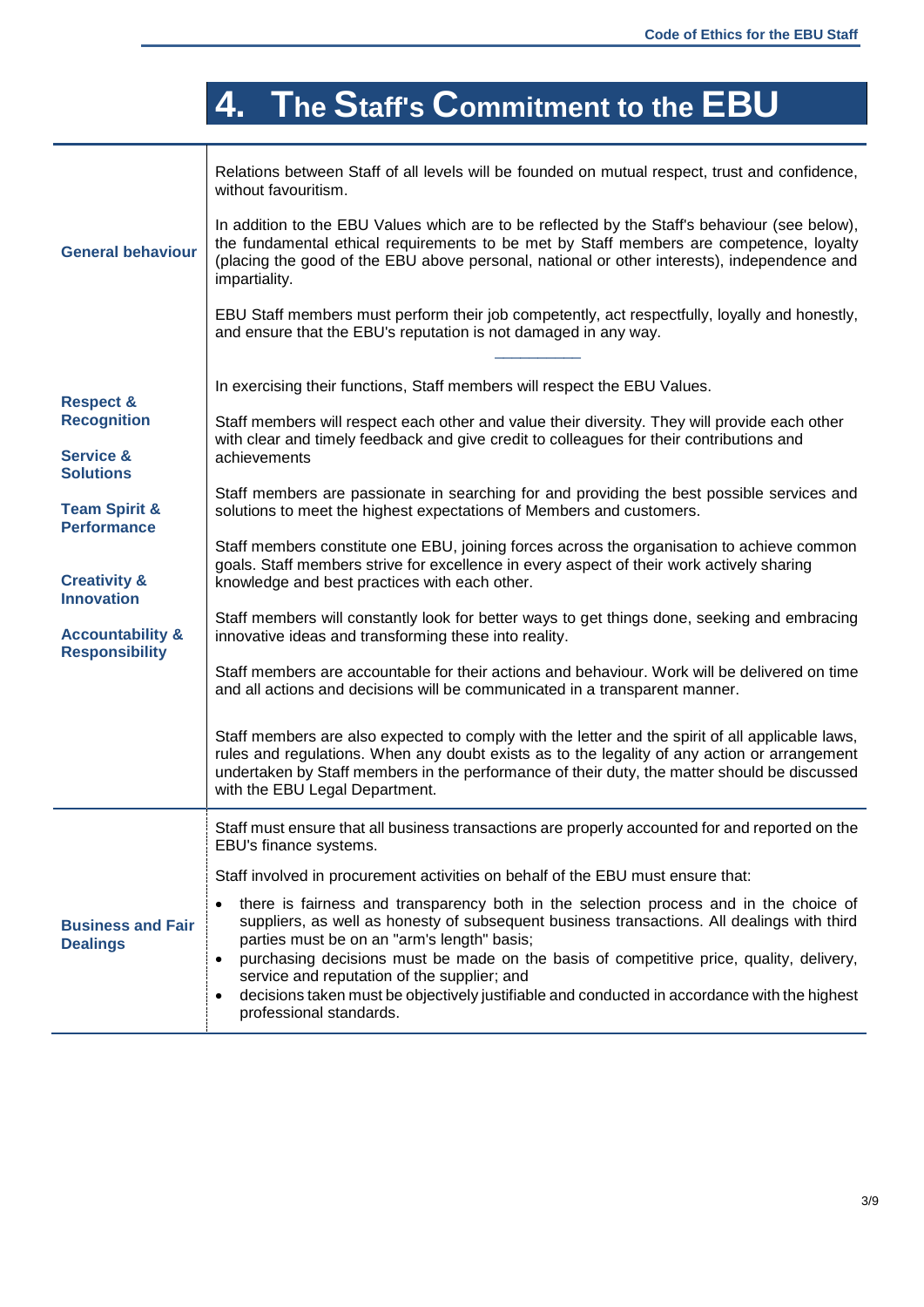# 4. The Staff's Commitment to the EBU

| | |
|---|---|
| **General behaviour** | Relations between Staff of all levels will be founded on mutual respect, trust and confidence, without favouritism.<br><br>In addition to the EBU Values which are to be reflected by the Staff's behaviour (see below), the fundamental ethical requirements to be met by Staff members are competence, loyalty (placing the good of the EBU above personal, national or other interests), independence and impartiality.<br><br>EBU Staff members must perform their job competently, act respectfully, loyally and honestly, and ensure that the EBU's reputation is not damaged in any way.<br><br>__________ |
| | In exercising their functions, Staff members will respect the EBU Values. |
| **Respect & Recognition** | Staff members will respect each other and value their diversity. They will provide each other with clear and timely feedback and give credit to colleagues for their contributions and achievements |
| **Service & Solutions** | Staff members are passionate in searching for and providing the best possible services and solutions to meet the highest expectations of Members and customers. |
| **Team Spirit & Performance** | Staff members constitute one EBU, joining forces across the organisation to achieve common goals. Staff members strive for excellence in every aspect of their work actively sharing knowledge and best practices with each other. |
| **Creativity & Innovation** | Staff members will constantly look for better ways to get things done, seeking and embracing innovative ideas and transforming these into reality. |
| **Accountability & Responsibility** | Staff members are accountable for their actions and behaviour. Work will be delivered on time and all actions and decisions will be communicated in a transparent manner. |
| | Staff members are also expected to comply with the letter and the spirit of all applicable laws, rules and regulations. When any doubt exists as to the legality of any action or arrangement undertaken by Staff members in the performance of their duty, the matter should be discussed with the EBU Legal Department. |
| **Business and Fair Dealings** | Staff must ensure that all business transactions are properly accounted for and reported on the EBU's finance systems.<br><br>Staff involved in procurement activities on behalf of the EBU must ensure that:<br><br>• there is fairness and transparency both in the selection process and in the choice of suppliers, as well as honesty of subsequent business transactions. All dealings with third parties must be on an "arm's length" basis;<br>• purchasing decisions must be made on the basis of competitive price, quality, delivery, service and reputation of the supplier; and<br>• decisions taken must be objectively justifiable and conducted in accordance with the highest professional standards. |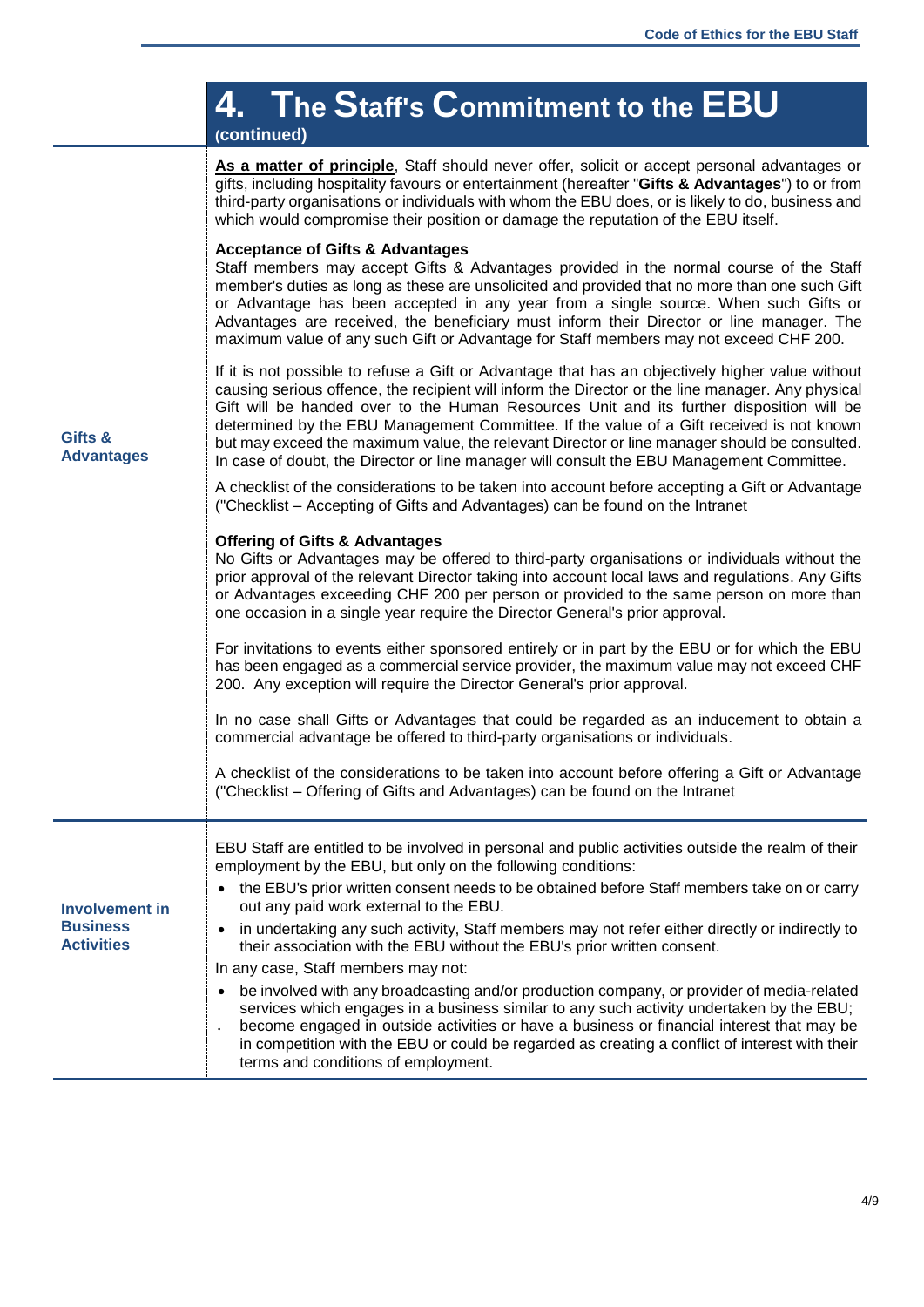# 4. The Staff's Commitment to the EBU (continued)

## Gifts & Advantages

**As a matter of principle**, Staff should never offer, solicit or accept personal advantages or gifts, including hospitality favours or entertainment (hereafter "**Gifts & Advantages**") to or from third-party organisations or individuals with whom the EBU does, or is likely to do, business and which would compromise their position or damage the reputation of the EBU itself.

**Acceptance of Gifts & Advantages**

Staff members may accept Gifts & Advantages provided in the normal course of the Staff member's duties as long as these are unsolicited and provided that no more than one such Gift or Advantage has been accepted in any year from a single source. When such Gifts or Advantages are received, the beneficiary must inform their Director or line manager. The maximum value of any such Gift or Advantage for Staff members may not exceed CHF 200.

If it is not possible to refuse a Gift or Advantage that has an objectively higher value without causing serious offence, the recipient will inform the Director or the line manager. Any physical Gift will be handed over to the Human Resources Unit and its further disposition will be determined by the EBU Management Committee. If the value of a Gift received is not known but may exceed the maximum value, the relevant Director or line manager should be consulted. In case of doubt, the Director or line manager will consult the EBU Management Committee.

A checklist of the considerations to be taken into account before accepting a Gift or Advantage ("Checklist – Accepting of Gifts and Advantages) can be found on the Intranet

**Offering of Gifts & Advantages**

No Gifts or Advantages may be offered to third-party organisations or individuals without the prior approval of the relevant Director taking into account local laws and regulations. Any Gifts or Advantages exceeding CHF 200 per person or provided to the same person on more than one occasion in a single year require the Director General's prior approval.

For invitations to events either sponsored entirely or in part by the EBU or for which the EBU has been engaged as a commercial service provider, the maximum value may not exceed CHF 200. Any exception will require the Director General's prior approval.

In no case shall Gifts or Advantages that could be regarded as an inducement to obtain a commercial advantage be offered to third-party organisations or individuals.

A checklist of the considerations to be taken into account before offering a Gift or Advantage ("Checklist – Offering of Gifts and Advantages) can be found on the Intranet

## Involvement in Business Activities

EBU Staff are entitled to be involved in personal and public activities outside the realm of their employment by the EBU, but only on the following conditions:

- the EBU's prior written consent needs to be obtained before Staff members take on or carry out any paid work external to the EBU.
- in undertaking any such activity, Staff members may not refer either directly or indirectly to their association with the EBU without the EBU's prior written consent.

In any case, Staff members may not:

- be involved with any broadcasting and/or production company, or provider of media-related services which engages in a business similar to any such activity undertaken by the EBU;
- become engaged in outside activities or have a business or financial interest that may be in competition with the EBU or could be regarded as creating a conflict of interest with their terms and conditions of employment.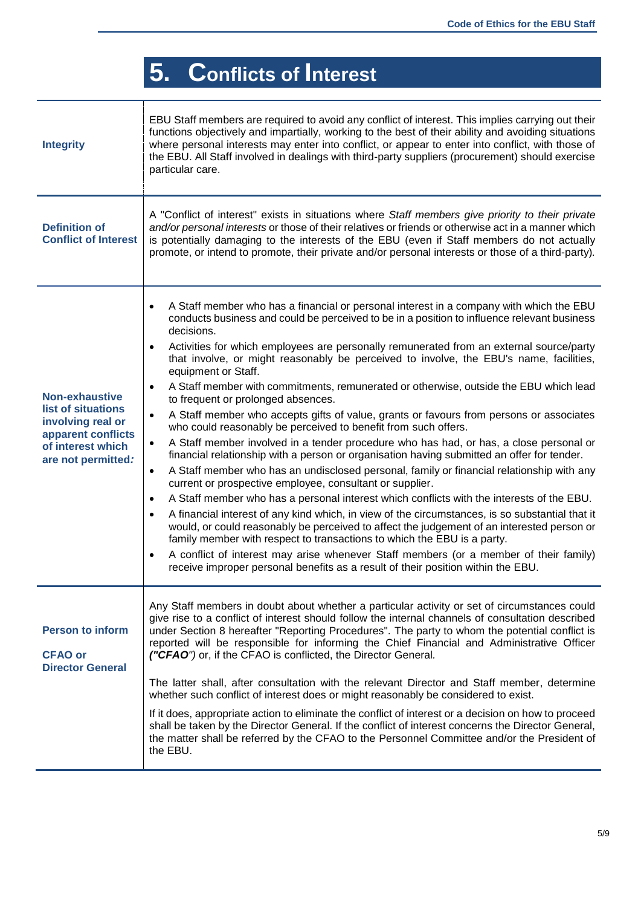# 5. Conflicts of Interest

| | |
|---|---|
| **Integrity** | EBU Staff members are required to avoid any conflict of interest. This implies carrying out their functions objectively and impartially, working to the best of their ability and avoiding situations where personal interests may enter into conflict, or appear to enter into conflict, with those of the EBU. All Staff involved in dealings with third-party suppliers (procurement) should exercise particular care. |
| **Definition of Conflict of Interest** | A "Conflict of interest" exists in situations where *Staff members give priority to their private and/or personal interests* or those of their relatives or friends or otherwise act in a manner which is potentially damaging to the interests of the EBU (even if Staff members do not actually promote, or intend to promote, their private and/or personal interests or those of a third-party). |
| **Non-exhaustive list of situations involving real or apparent conflicts of interest which are not permitted:** | • A Staff member who has a financial or personal interest in a company with which the EBU conducts business and could be perceived to be in a position to influence relevant business decisions.<br>• Activities for which employees are personally remunerated from an external source/party that involve, or might reasonably be perceived to involve, the EBU's name, facilities, equipment or Staff.<br>• A Staff member with commitments, remunerated or otherwise, outside the EBU which lead to frequent or prolonged absences.<br>• A Staff member who accepts gifts of value, grants or favours from persons or associates who could reasonably be perceived to benefit from such offers.<br>• A Staff member involved in a tender procedure who has had, or has, a close personal or financial relationship with a person or organisation having submitted an offer for tender.<br>• A Staff member who has an undisclosed personal, family or financial relationship with any current or prospective employee, consultant or supplier.<br>• A Staff member who has a personal interest which conflicts with the interests of the EBU.<br>• A financial interest of any kind which, in view of the circumstances, is so substantial that it would, or could reasonably be perceived to affect the judgement of an interested person or family member with respect to transactions to which the EBU is a party.<br>• A conflict of interest may arise whenever Staff members (or a member of their family) receive improper personal benefits as a result of their position within the EBU. |
| **Person to inform**<br><br>**CFAO or Director General** | Any Staff members in doubt about whether a particular activity or set of circumstances could give rise to a conflict of interest should follow the internal channels of consultation described under Section 8 hereafter "Reporting Procedures". The party to whom the potential conflict is reported will be responsible for informing the Chief Financial and Administrative Officer *(**"CFAO"**)* or, if the CFAO is conflicted, the Director General.<br><br>The latter shall, after consultation with the relevant Director and Staff member, determine whether such conflict of interest does or might reasonably be considered to exist.<br><br>If it does, appropriate action to eliminate the conflict of interest or a decision on how to proceed shall be taken by the Director General. If the conflict of interest concerns the Director General, the matter shall be referred by the CFAO to the Personnel Committee and/or the President of the EBU. |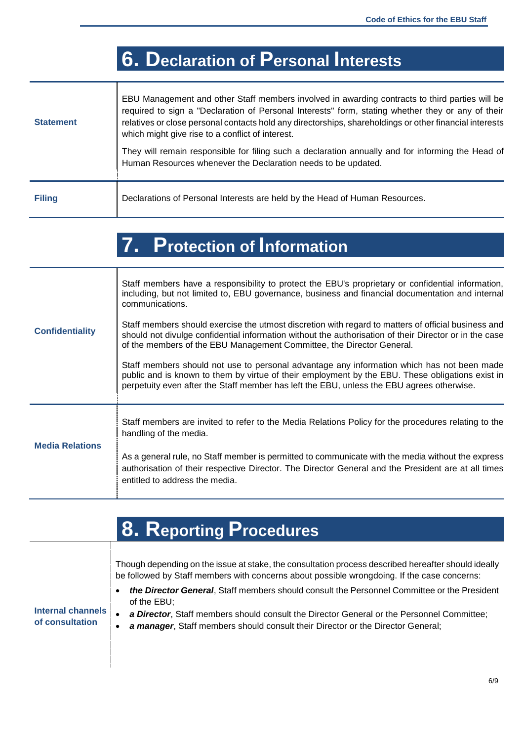## 6. Declaration of Personal Interests

| | |
|---|---|
| **Statement** | EBU Management and other Staff members involved in awarding contracts to third parties will be required to sign a "Declaration of Personal Interests" form, stating whether they or any of their relatives or close personal contacts hold any directorships, shareholdings or other financial interests which might give rise to a conflict of interest.<br><br>They will remain responsible for filing such a declaration annually and for informing the Head of Human Resources whenever the Declaration needs to be updated. |
| **Filing** | Declarations of Personal Interests are held by the Head of Human Resources. |

## 7. Protection of Information

| | |
|---|---|
| **Confidentiality** | Staff members have a responsibility to protect the EBU's proprietary or confidential information, including, but not limited to, EBU governance, business and financial documentation and internal communications.<br><br>Staff members should exercise the utmost discretion with regard to matters of official business and should not divulge confidential information without the authorisation of their Director or in the case of the members of the EBU Management Committee, the Director General.<br><br>Staff members should not use to personal advantage any information which has not been made public and is known to them by virtue of their employment by the EBU. These obligations exist in perpetuity even after the Staff member has left the EBU, unless the EBU agrees otherwise. |
| **Media Relations** | Staff members are invited to refer to the Media Relations Policy for the procedures relating to the handling of the media.<br><br>As a general rule, no Staff member is permitted to communicate with the media without the express authorisation of their respective Director. The Director General and the President are at all times entitled to address the media. |

## 8. Reporting Procedures

| | |
|---|---|
| **Internal channels of consultation** | Though depending on the issue at stake, the consultation process described hereafter should ideally be followed by Staff members with concerns about possible wrongdoing. If the case concerns:<br>• ***the Director General***, Staff members should consult the Personnel Committee or the President of the EBU;<br>• ***a Director***, Staff members should consult the Director General or the Personnel Committee;<br>• ***a manager***, Staff members should consult their Director or the Director General; |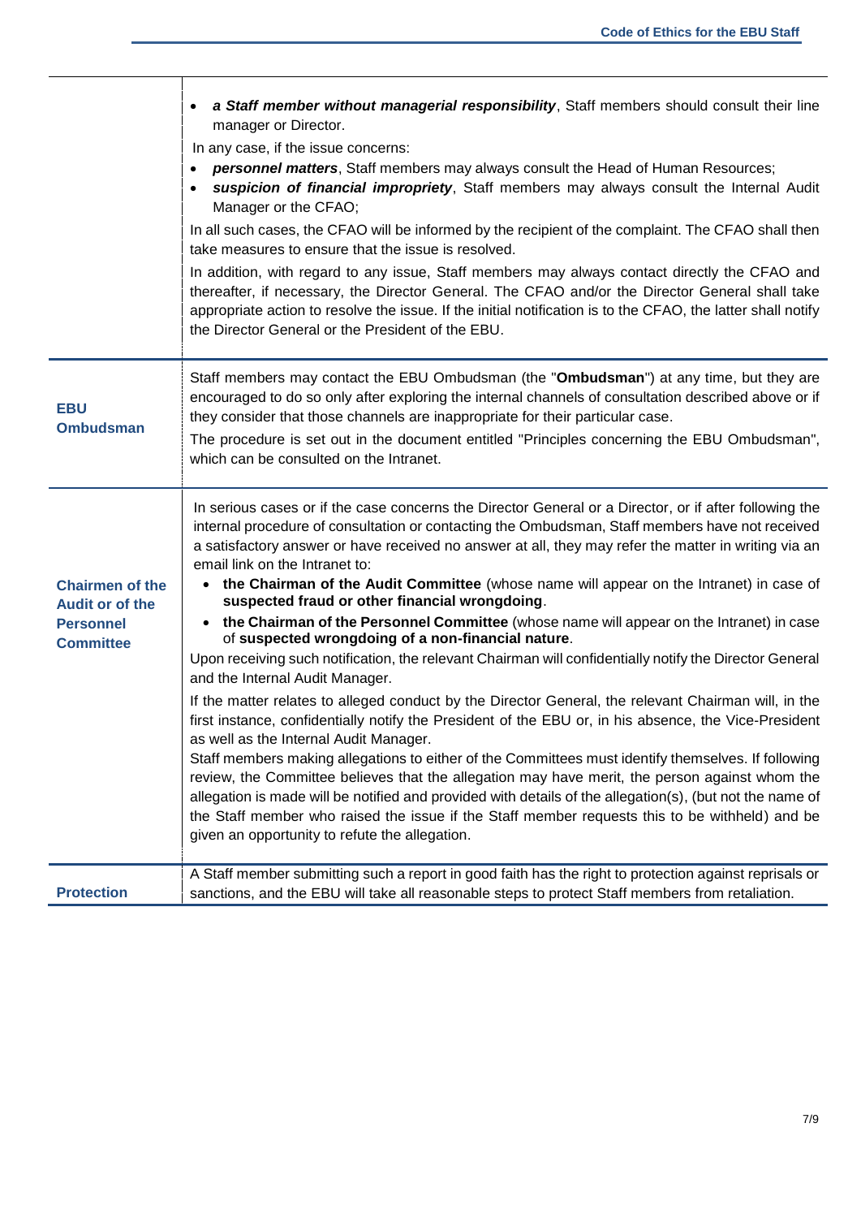| | |
|---|---|
| | • ***a Staff member without managerial responsibility***, Staff members should consult their line manager or Director.<br>In any case, if the issue concerns:<br>• ***personnel matters***, Staff members may always consult the Head of Human Resources;<br>• ***suspicion of financial impropriety***, Staff members may always consult the Internal Audit Manager or the CFAO;<br>In all such cases, the CFAO will be informed by the recipient of the complaint. The CFAO shall then take measures to ensure that the issue is resolved.<br>In addition, with regard to any issue, Staff members may always contact directly the CFAO and thereafter, if necessary, the Director General. The CFAO and/or the Director General shall take appropriate action to resolve the issue. If the initial notification is to the CFAO, the latter shall notify the Director General or the President of the EBU. |
| **EBU Ombudsman** | Staff members may contact the EBU Ombudsman (the "**Ombudsman**") at any time, but they are encouraged to do so only after exploring the internal channels of consultation described above or if they consider that those channels are inappropriate for their particular case.<br>The procedure is set out in the document entitled "Principles concerning the EBU Ombudsman", which can be consulted on the Intranet. |
| **Chairmen of the Audit or of the Personnel Committee** | In serious cases or if the case concerns the Director General or a Director, or if after following the internal procedure of consultation or contacting the Ombudsman, Staff members have not received a satisfactory answer or have received no answer at all, they may refer the matter in writing via an email link on the Intranet to:<br>• **the Chairman of the Audit Committee** (whose name will appear on the Intranet) in case of **suspected fraud or other financial wrongdoing**.<br>• **the Chairman of the Personnel Committee** (whose name will appear on the Intranet) in case of **suspected wrongdoing of a non-financial nature**.<br>Upon receiving such notification, the relevant Chairman will confidentially notify the Director General and the Internal Audit Manager.<br>If the matter relates to alleged conduct by the Director General, the relevant Chairman will, in the first instance, confidentially notify the President of the EBU or, in his absence, the Vice-President as well as the Internal Audit Manager.<br>Staff members making allegations to either of the Committees must identify themselves. If following review, the Committee believes that the allegation may have merit, the person against whom the allegation is made will be notified and provided with details of the allegation(s), (but not the name of the Staff member who raised the issue if the Staff member requests this to be withheld) and be given an opportunity to refute the allegation. |
| **Protection** | A Staff member submitting such a report in good faith has the right to protection against reprisals or sanctions, and the EBU will take all reasonable steps to protect Staff members from retaliation. |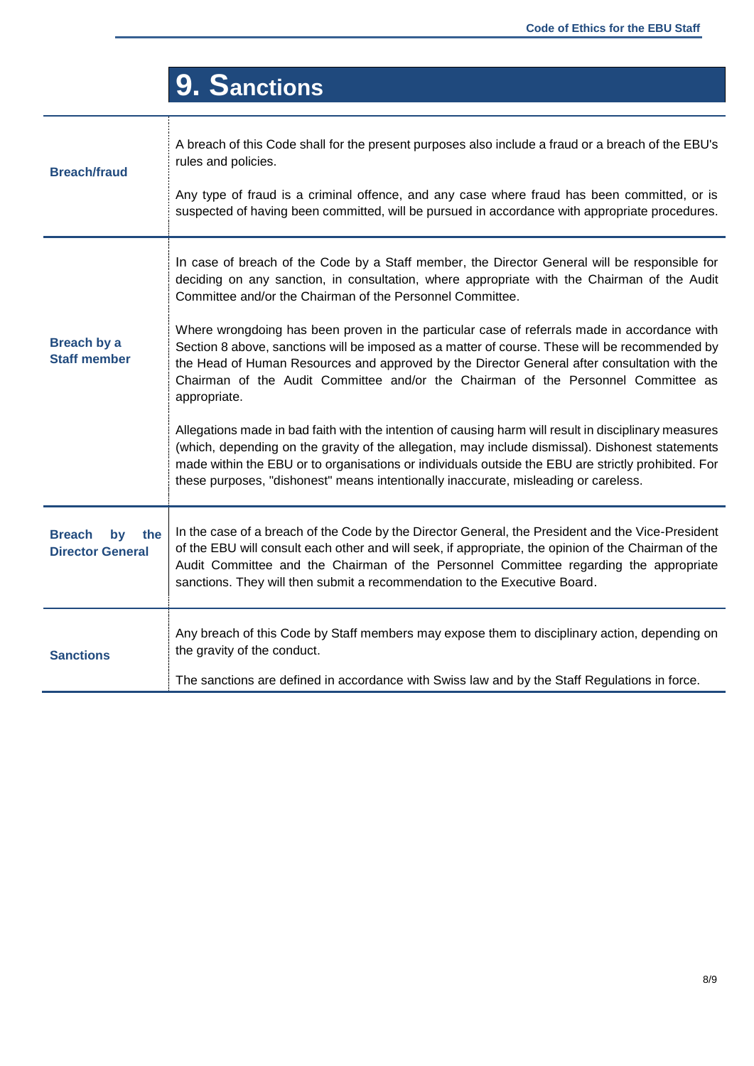# 9. Sanctions

| | |
|---|---|
| **Breach/fraud** | A breach of this Code shall for the present purposes also include a fraud or a breach of the EBU's rules and policies.<br><br>Any type of fraud is a criminal offence, and any case where fraud has been committed, or is suspected of having been committed, will be pursued in accordance with appropriate procedures. |
| **Breach by a Staff member** | In case of breach of the Code by a Staff member, the Director General will be responsible for deciding on any sanction, in consultation, where appropriate with the Chairman of the Audit Committee and/or the Chairman of the Personnel Committee.<br><br>Where wrongdoing has been proven in the particular case of referrals made in accordance with Section 8 above, sanctions will be imposed as a matter of course. These will be recommended by the Head of Human Resources and approved by the Director General after consultation with the Chairman of the Audit Committee and/or the Chairman of the Personnel Committee as appropriate.<br><br>Allegations made in bad faith with the intention of causing harm will result in disciplinary measures (which, depending on the gravity of the allegation, may include dismissal). Dishonest statements made within the EBU or to organisations or individuals outside the EBU are strictly prohibited. For these purposes, "dishonest" means intentionally inaccurate, misleading or careless. |
| **Breach by the Director General** | In the case of a breach of the Code by the Director General, the President and the Vice-President of the EBU will consult each other and will seek, if appropriate, the opinion of the Chairman of the Audit Committee and the Chairman of the Personnel Committee regarding the appropriate sanctions. They will then submit a recommendation to the Executive Board. |
| **Sanctions** | Any breach of this Code by Staff members may expose them to disciplinary action, depending on the gravity of the conduct.<br><br>The sanctions are defined in accordance with Swiss law and by the Staff Regulations in force. |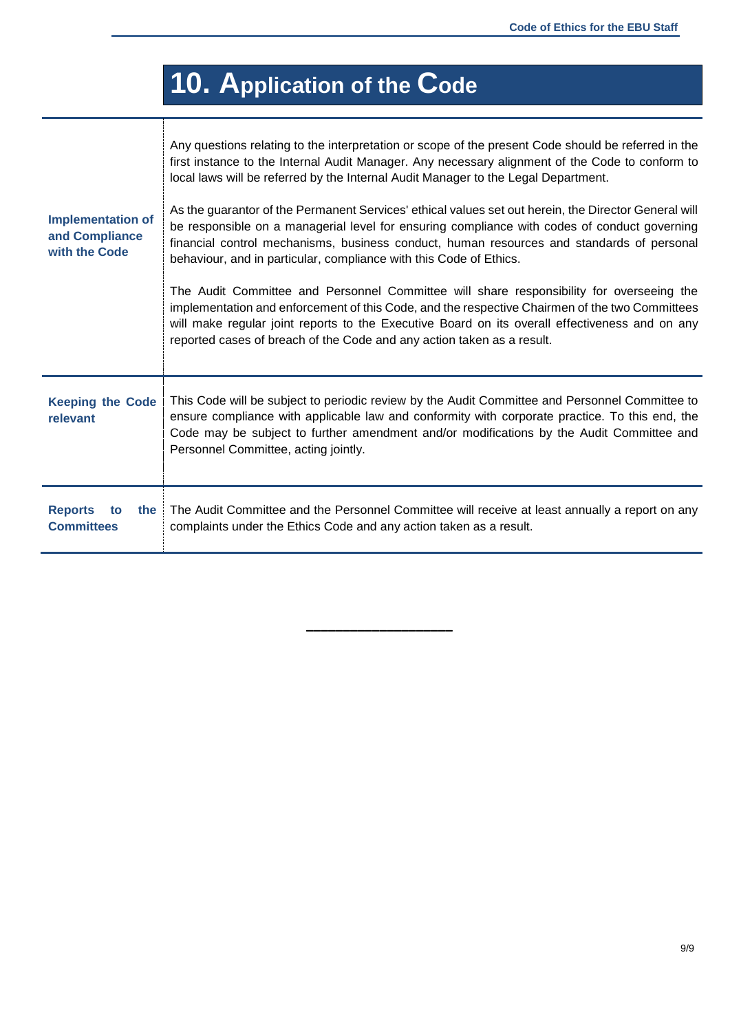# 10. Application of the Code

| | |
|---|---|
| **Implementation of and Compliance with the Code** | Any questions relating to the interpretation or scope of the present Code should be referred in the first instance to the Internal Audit Manager. Any necessary alignment of the Code to conform to local laws will be referred by the Internal Audit Manager to the Legal Department.<br><br>As the guarantor of the Permanent Services' ethical values set out herein, the Director General will be responsible on a managerial level for ensuring compliance with codes of conduct governing financial control mechanisms, business conduct, human resources and standards of personal behaviour, and in particular, compliance with this Code of Ethics.<br><br>The Audit Committee and Personnel Committee will share responsibility for overseeing the implementation and enforcement of this Code, and the respective Chairmen of the two Committees will make regular joint reports to the Executive Board on its overall effectiveness and on any reported cases of breach of the Code and any action taken as a result. |
| **Keeping the Code relevant** | This Code will be subject to periodic review by the Audit Committee and Personnel Committee to ensure compliance with applicable law and conformity with corporate practice. To this end, the Code may be subject to further amendment and/or modifications by the Audit Committee and Personnel Committee, acting jointly. |
| **Reports to the Committees** | The Audit Committee and the Personnel Committee will receive at least annually a report on any complaints under the Ethics Code and any action taken as a result. |

\_\_\_\_\_\_\_\_\_\_\_\_\_\_\_\_\_\_\_\_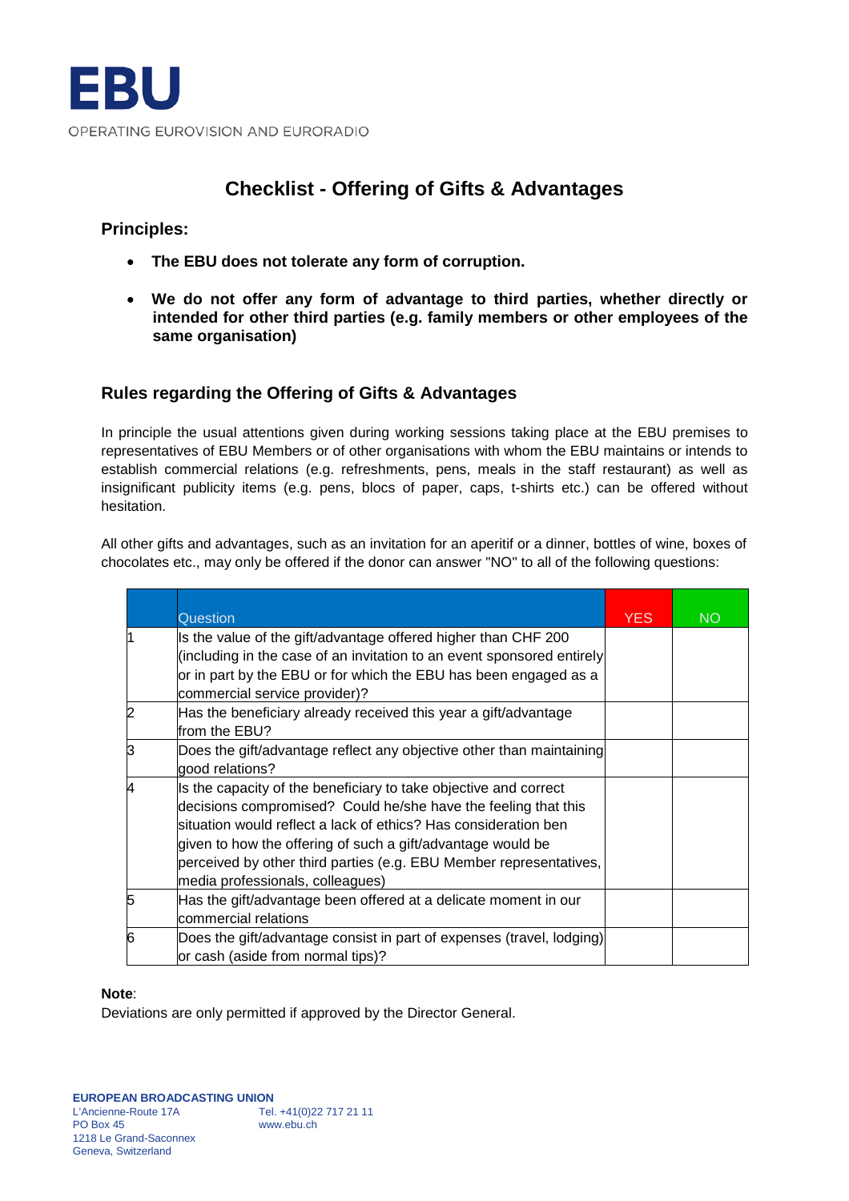EBU

OPERATING EUROVISION AND EURORADIO

# Checklist - Offering of Gifts & Advantages

## Principles:

- **The EBU does not tolerate any form of corruption.**
- **We do not offer any form of advantage to third parties, whether directly or intended for other third parties (e.g. family members or other employees of the same organisation)**

## Rules regarding the Offering of Gifts & Advantages

In principle the usual attentions given during working sessions taking place at the EBU premises to representatives of EBU Members or of other organisations with whom the EBU maintains or intends to establish commercial relations (e.g. refreshments, pens, meals in the staff restaurant) as well as insignificant publicity items (e.g. pens, blocs of paper, caps, t-shirts etc.) can be offered without hesitation.

All other gifts and advantages, such as an invitation for an aperitif or a dinner, bottles of wine, boxes of chocolates etc., may only be offered if the donor can answer "NO" to all of the following questions:

| | Question | YES | NO |
|---|---|---|---|
| 1 | Is the value of the gift/advantage offered higher than CHF 200 (including in the case of an invitation to an event sponsored entirely or in part by the EBU or for which the EBU has been engaged as a commercial service provider)? | | |
| 2 | Has the beneficiary already received this year a gift/advantage from the EBU? | | |
| 3 | Does the gift/advantage reflect any objective other than maintaining good relations? | | |
| 4 | Is the capacity of the beneficiary to take objective and correct decisions compromised? Could he/she have the feeling that this situation would reflect a lack of ethics? Has consideration ben given to how the offering of such a gift/advantage would be perceived by other third parties (e.g. EBU Member representatives, media professionals, colleagues) | | |
| 5 | Has the gift/advantage been offered at a delicate moment in our commercial relations | | |
| 6 | Does the gift/advantage consist in part of expenses (travel, lodging) or cash (aside from normal tips)? | | |

**Note**:
Deviations are only permitted if approved by the Director General.

**EUROPEAN BROADCASTING UNION**
L'Ancienne-Route 17A
PO Box 45
1218 Le Grand-Saconnex
Geneva, Switzerland

Tel. +41(0)22 717 21 11
www.ebu.ch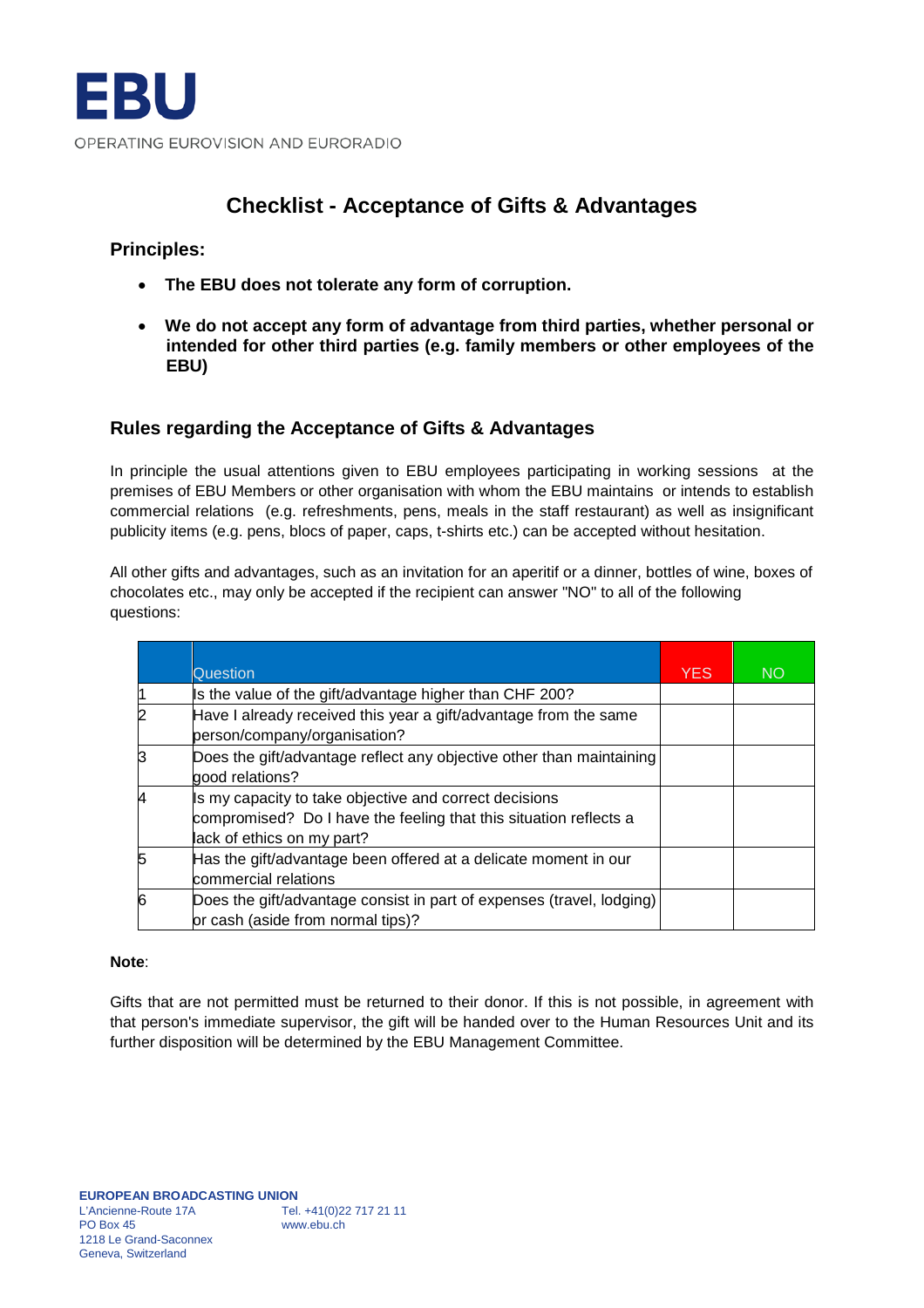EBU

OPERATING EUROVISION AND EURORADIO

# Checklist - Acceptance of Gifts & Advantages

## Principles:

- **The EBU does not tolerate any form of corruption.**
- **We do not accept any form of advantage from third parties, whether personal or intended for other third parties (e.g. family members or other employees of the EBU)**

## Rules regarding the Acceptance of Gifts & Advantages

In principle the usual attentions given to EBU employees participating in working sessions at the premises of EBU Members or other organisation with whom the EBU maintains or intends to establish commercial relations (e.g. refreshments, pens, meals in the staff restaurant) as well as insignificant publicity items (e.g. pens, blocs of paper, caps, t-shirts etc.) can be accepted without hesitation.

All other gifts and advantages, such as an invitation for an aperitif or a dinner, bottles of wine, boxes of chocolates etc., may only be accepted if the recipient can answer "NO" to all of the following questions:

| | Question | YES | NO |
|---|---|---|---|
| 1 | Is the value of the gift/advantage higher than CHF 200? | | |
| 2 | Have I already received this year a gift/advantage from the same person/company/organisation? | | |
| 3 | Does the gift/advantage reflect any objective other than maintaining good relations? | | |
| 4 | Is my capacity to take objective and correct decisions compromised? Do I have the feeling that this situation reflects a lack of ethics on my part? | | |
| 5 | Has the gift/advantage been offered at a delicate moment in our commercial relations | | |
| 6 | Does the gift/advantage consist in part of expenses (travel, lodging) or cash (aside from normal tips)? | | |

**Note**:

Gifts that are not permitted must be returned to their donor. If this is not possible, in agreement with that person's immediate supervisor, the gift will be handed over to the Human Resources Unit and its further disposition will be determined by the EBU Management Committee.

**EUROPEAN BROADCASTING UNION**
L'Ancienne-Route 17A
PO Box 45
1218 Le Grand-Saconnex
Geneva, Switzerland

Tel. +41(0)22 717 21 11
www.ebu.ch